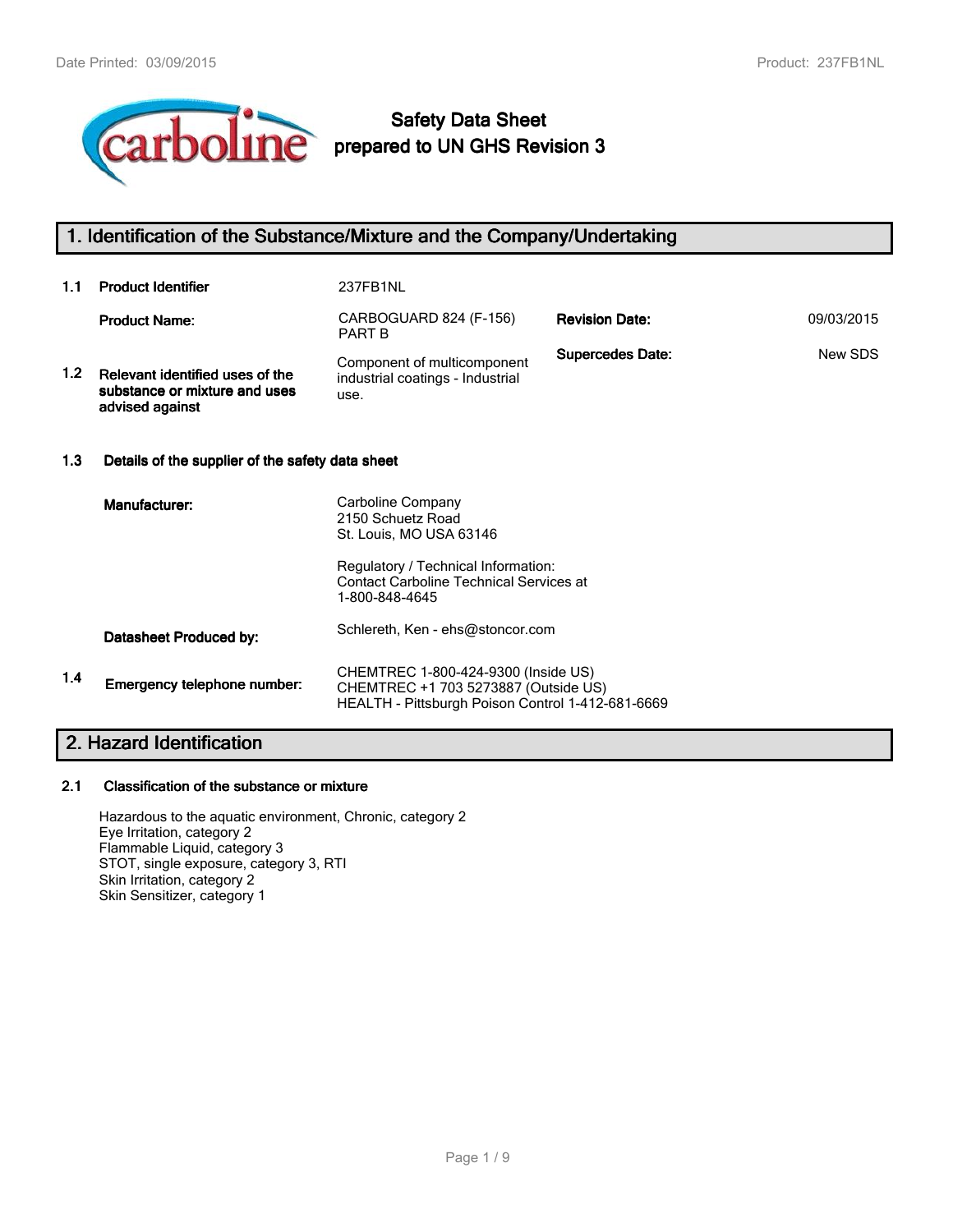# Safety Data Sheet prepared to UN GHS Revision 3

## 1. Identification of the Substance/Mixture and the Company/Undertaking

**1.1 Product Identifier** 237FB1NL

| | | | | |
|---|---|---|---|---|
| | **Product Name:** | CARBOGUARD 824 (F-156) PART B | **Revision Date:** | 09/03/2015 |
| **1.2** | **Relevant identified uses of the substance or mixture and uses advised against** | Component of multicomponent industrial coatings - Industrial use. | **Supercedes Date:** | New SDS |

**1.3 Details of the supplier of the safety data sheet**

**Manufacturer:**
Carboline Company
2150 Schuetz Road
St. Louis, MO USA 63146

Regulatory / Technical Information:
Contact Carboline Technical Services at
1-800-848-4645

**Datasheet Produced by:** Schlereth, Ken - ehs@stoncor.com

**1.4 Emergency telephone number:**
CHEMTREC 1-800-424-9300 (Inside US)
CHEMTREC +1 703 5273887 (Outside US)
HEALTH - Pittsburgh Poison Control 1-412-681-6669

## 2. Hazard Identification

**2.1 Classification of the substance or mixture**

Hazardous to the aquatic environment, Chronic, category 2
Eye Irritation, category 2
Flammable Liquid, category 3
STOT, single exposure, category 3, RTI
Skin Irritation, category 2
Skin Sensitizer, category 1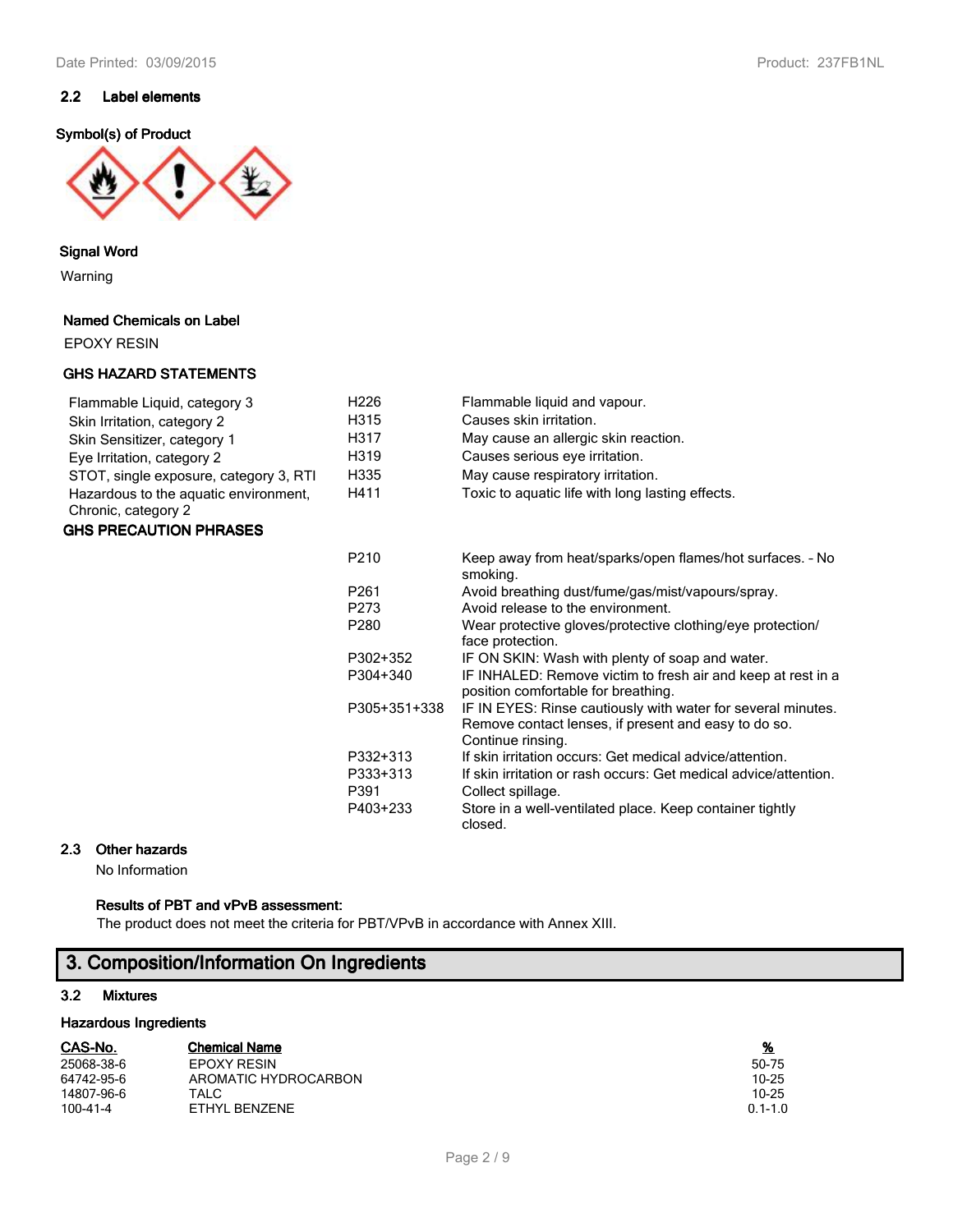### 2.2 Label elements

**Symbol(s) of Product**

**Signal Word**

Warning

**Named Chemicals on Label**

EPOXY RESIN

**GHS HAZARD STATEMENTS**

| | | |
|---|---|---|
| Flammable Liquid, category 3 | H226 | Flammable liquid and vapour. |
| Skin Irritation, category 2 | H315 | Causes skin irritation. |
| Skin Sensitizer, category 1 | H317 | May cause an allergic skin reaction. |
| Eye Irritation, category 2 | H319 | Causes serious eye irritation. |
| STOT, single exposure, category 3, RTI | H335 | May cause respiratory irritation. |
| Hazardous to the aquatic environment, Chronic, category 2 | H411 | Toxic to aquatic life with long lasting effects. |

**GHS PRECAUTION PHRASES**

| | |
|---|---|
| P210 | Keep away from heat/sparks/open flames/hot surfaces. - No smoking. |
| P261 | Avoid breathing dust/fume/gas/mist/vapours/spray. |
| P273 | Avoid release to the environment. |
| P280 | Wear protective gloves/protective clothing/eye protection/ face protection. |
| P302+352 | IF ON SKIN: Wash with plenty of soap and water. |
| P304+340 | IF INHALED: Remove victim to fresh air and keep at rest in a position comfortable for breathing. |
| P305+351+338 | IF IN EYES: Rinse cautiously with water for several minutes. Remove contact lenses, if present and easy to do so. Continue rinsing. |
| P332+313 | If skin irritation occurs: Get medical advice/attention. |
| P333+313 | If skin irritation or rash occurs: Get medical advice/attention. |
| P391 | Collect spillage. |
| P403+233 | Store in a well-ventilated place. Keep container tightly closed. |

### 2.3 Other hazards

No Information

**Results of PBT and vPvB assessment:**

The product does not meet the criteria for PBT/VPvB in accordance with Annex XIII.

## 3. Composition/Information On Ingredients

### 3.2 Mixtures

**Hazardous Ingredients**

| CAS-No. | Chemical Name | % |
|---|---|---|
| 25068-38-6 | EPOXY RESIN | 50-75 |
| 64742-95-6 | AROMATIC HYDROCARBON | 10-25 |
| 14807-96-6 | TALC | 10-25 |
| 100-41-4 | ETHYL BENZENE | 0.1-1.0 |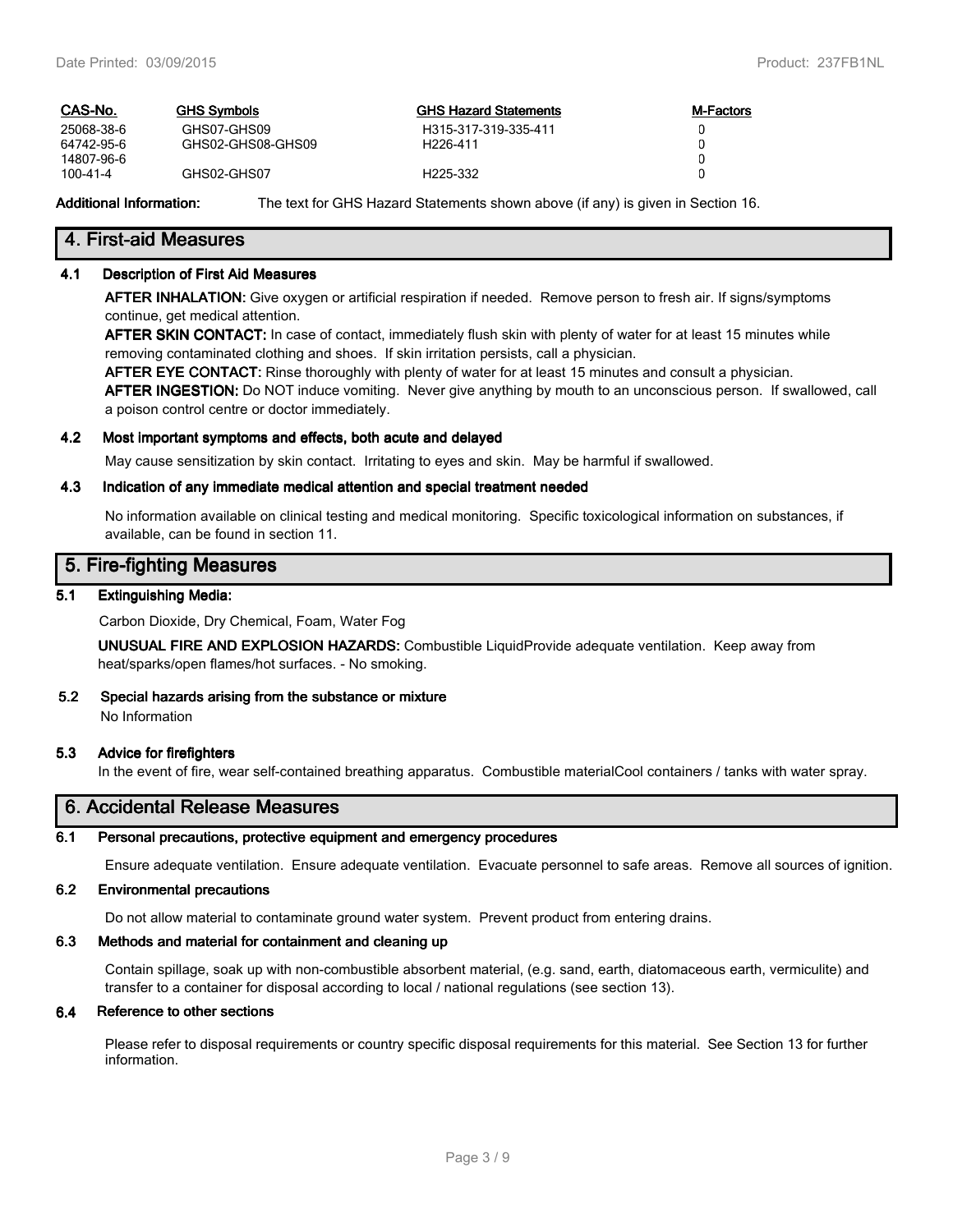| CAS-No. | GHS Symbols | GHS Hazard Statements | M-Factors |
|---|---|---|---|
| 25068-38-6 | GHS07-GHS09 | H315-317-319-335-411 | 0 |
| 64742-95-6 | GHS02-GHS08-GHS09 | H226-411 | 0 |
| 14807-96-6 | | | 0 |
| 100-41-4 | GHS02-GHS07 | H225-332 | 0 |

**Additional Information:** The text for GHS Hazard Statements shown above (if any) is given in Section 16.

## 4. First-aid Measures

### 4.1 Description of First Aid Measures

**AFTER INHALATION:** Give oxygen or artificial respiration if needed. Remove person to fresh air. If signs/symptoms continue, get medical attention.

**AFTER SKIN CONTACT:** In case of contact, immediately flush skin with plenty of water for at least 15 minutes while removing contaminated clothing and shoes. If skin irritation persists, call a physician.

**AFTER EYE CONTACT:** Rinse thoroughly with plenty of water for at least 15 minutes and consult a physician.

**AFTER INGESTION:** Do NOT induce vomiting. Never give anything by mouth to an unconscious person. If swallowed, call a poison control centre or doctor immediately.

### 4.2 Most important symptoms and effects, both acute and delayed

May cause sensitization by skin contact. Irritating to eyes and skin. May be harmful if swallowed.

### 4.3 Indication of any immediate medical attention and special treatment needed

No information available on clinical testing and medical monitoring. Specific toxicological information on substances, if available, can be found in section 11.

## 5. Fire-fighting Measures

### 5.1 Extinguishing Media:

Carbon Dioxide, Dry Chemical, Foam, Water Fog

**UNUSUAL FIRE AND EXPLOSION HAZARDS:** Combustible LiquidProvide adequate ventilation. Keep away from heat/sparks/open flames/hot surfaces. - No smoking.

### 5.2 Special hazards arising from the substance or mixture

No Information

### 5.3 Advice for firefighters

In the event of fire, wear self-contained breathing apparatus. Combustible materialCool containers / tanks with water spray.

## 6. Accidental Release Measures

### 6.1 Personal precautions, protective equipment and emergency procedures

Ensure adequate ventilation. Ensure adequate ventilation. Evacuate personnel to safe areas. Remove all sources of ignition.

### 6.2 Environmental precautions

Do not allow material to contaminate ground water system. Prevent product from entering drains.

### 6.3 Methods and material for containment and cleaning up

Contain spillage, soak up with non-combustible absorbent material, (e.g. sand, earth, diatomaceous earth, vermiculite) and transfer to a container for disposal according to local / national regulations (see section 13).

### 6.4 Reference to other sections

Please refer to disposal requirements or country specific disposal requirements for this material. See Section 13 for further information.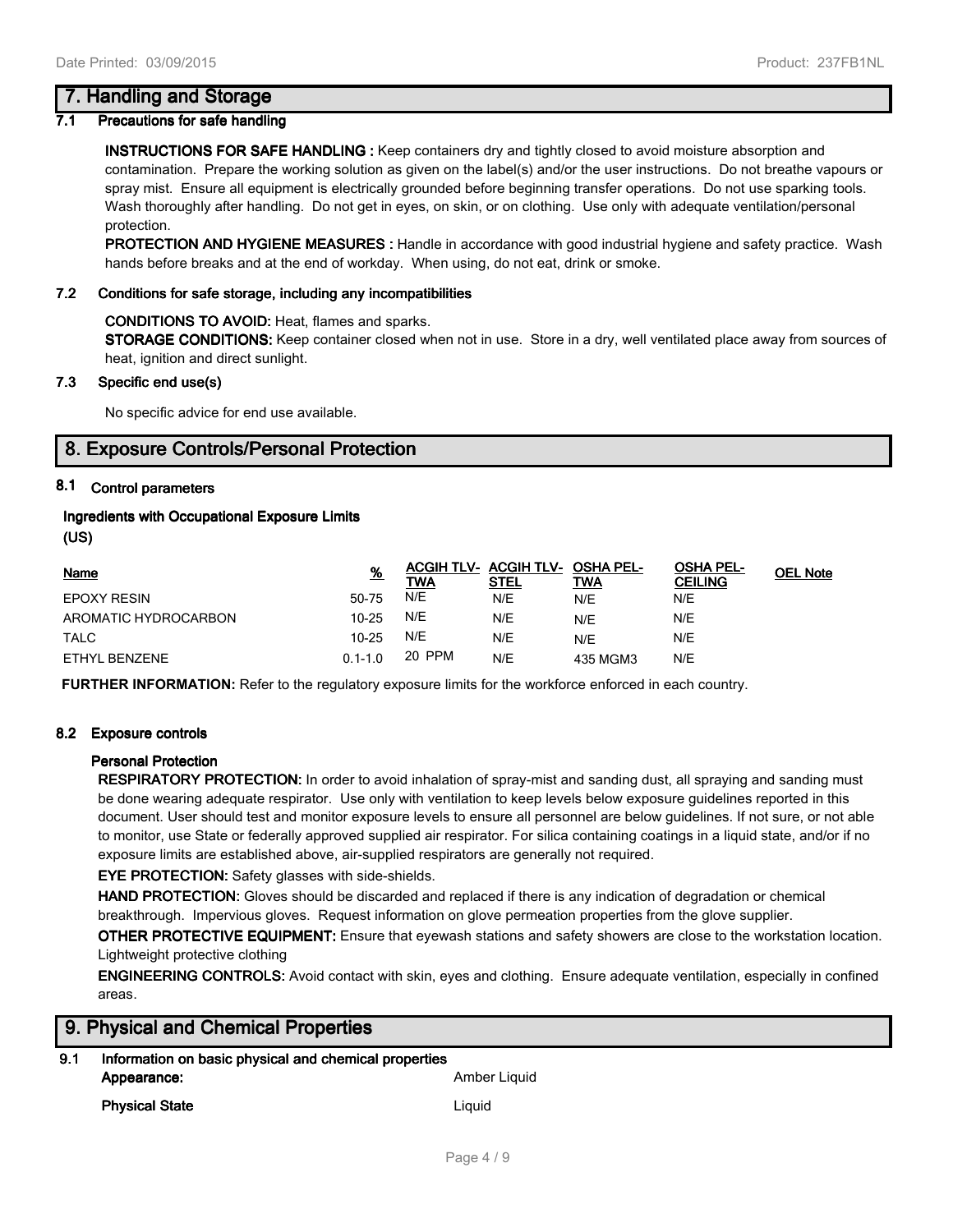## 7. Handling and Storage

### 7.1 Precautions for safe handling

**INSTRUCTIONS FOR SAFE HANDLING :** Keep containers dry and tightly closed to avoid moisture absorption and contamination. Prepare the working solution as given on the label(s) and/or the user instructions. Do not breathe vapours or spray mist. Ensure all equipment is electrically grounded before beginning transfer operations. Do not use sparking tools. Wash thoroughly after handling. Do not get in eyes, on skin, or on clothing. Use only with adequate ventilation/personal protection.

**PROTECTION AND HYGIENE MEASURES :** Handle in accordance with good industrial hygiene and safety practice. Wash hands before breaks and at the end of workday. When using, do not eat, drink or smoke.

### 7.2 Conditions for safe storage, including any incompatibilities

**CONDITIONS TO AVOID:** Heat, flames and sparks.

**STORAGE CONDITIONS:** Keep container closed when not in use. Store in a dry, well ventilated place away from sources of heat, ignition and direct sunlight.

### 7.3 Specific end use(s)

No specific advice for end use available.

## 8. Exposure Controls/Personal Protection

### 8.1 Control parameters

**Ingredients with Occupational Exposure Limits (US)**

| Name | % | ACGIH TLV-TWA | ACGIH TLV-STEL | OSHA PEL-TWA | OSHA PEL-CEILING | OEL Note |
|---|---|---|---|---|---|---|
| EPOXY RESIN | 50-75 | N/E | N/E | N/E | N/E | |
| AROMATIC HYDROCARBON | 10-25 | N/E | N/E | N/E | N/E | |
| TALC | 10-25 | N/E | N/E | N/E | N/E | |
| ETHYL BENZENE | 0.1-1.0 | 20 PPM | N/E | 435 MGM3 | N/E | |

**FURTHER INFORMATION:** Refer to the regulatory exposure limits for the workforce enforced in each country.

### 8.2 Exposure controls

**Personal Protection**

**RESPIRATORY PROTECTION:** In order to avoid inhalation of spray-mist and sanding dust, all spraying and sanding must be done wearing adequate respirator. Use only with ventilation to keep levels below exposure guidelines reported in this document. User should test and monitor exposure levels to ensure all personnel are below guidelines. If not sure, or not able to monitor, use State or federally approved supplied air respirator. For silica containing coatings in a liquid state, and/or if no exposure limits are established above, air-supplied respirators are generally not required.

**EYE PROTECTION:** Safety glasses with side-shields.

**HAND PROTECTION:** Gloves should be discarded and replaced if there is any indication of degradation or chemical breakthrough. Impervious gloves. Request information on glove permeation properties from the glove supplier.

**OTHER PROTECTIVE EQUIPMENT:** Ensure that eyewash stations and safety showers are close to the workstation location. Lightweight protective clothing

**ENGINEERING CONTROLS:** Avoid contact with skin, eyes and clothing. Ensure adequate ventilation, especially in confined areas.

## 9. Physical and Chemical Properties

### 9.1 Information on basic physical and chemical properties

| | |
|---|---|
| **Appearance:** | Amber Liquid |
| **Physical State** | Liquid |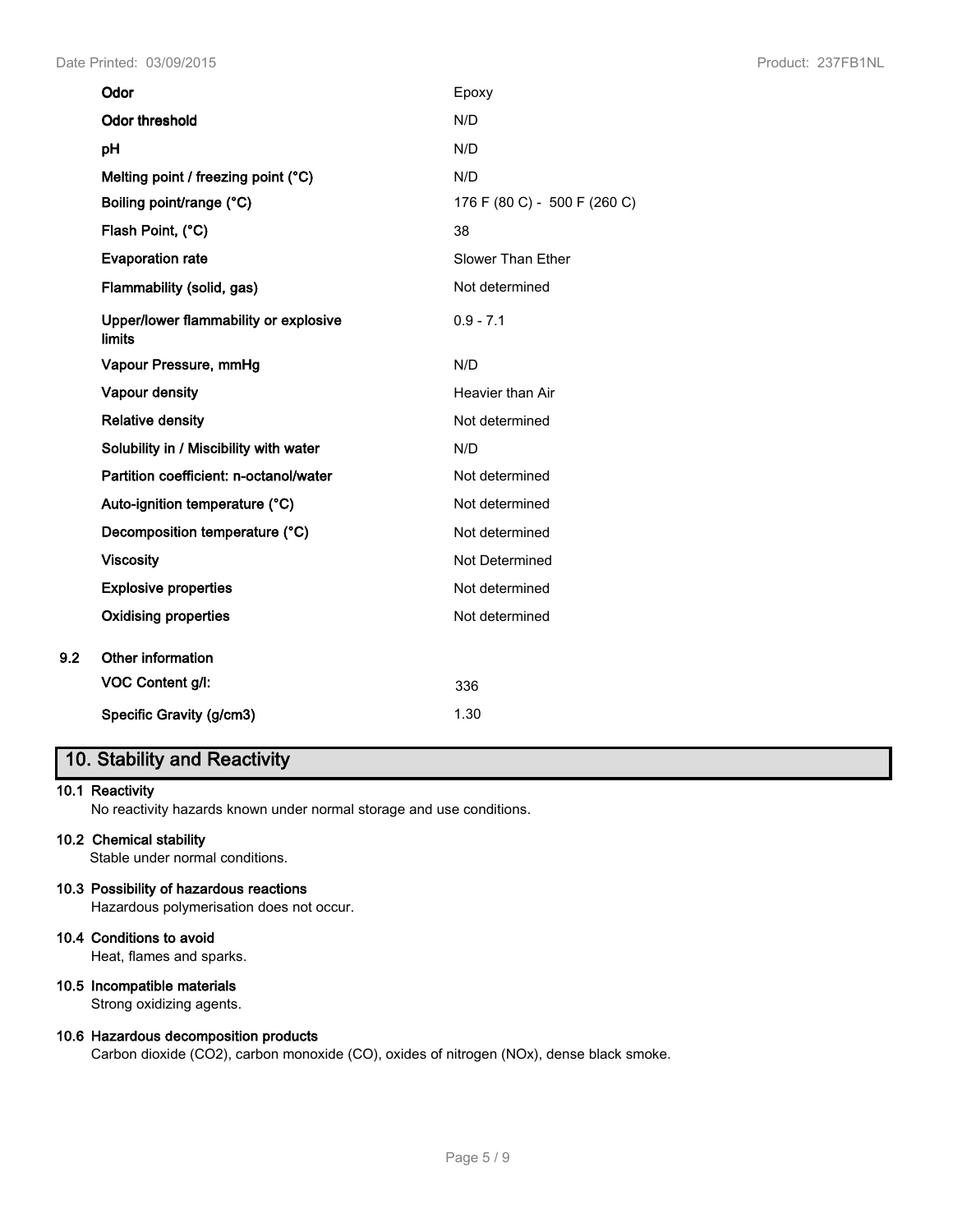| Property | Value |
|---|---|
| **Odor** | Epoxy |
| **Odor threshold** | N/D |
| **pH** | N/D |
| **Melting point / freezing point (°C)** | N/D |
| **Boiling point/range (°C)** | 176 F (80 C) - 500 F (260 C) |
| **Flash Point, (°C)** | 38 |
| **Evaporation rate** | Slower Than Ether |
| **Flammability (solid, gas)** | Not determined |
| **Upper/lower flammability or explosive limits** | 0.9 - 7.1 |
| **Vapour Pressure, mmHg** | N/D |
| **Vapour density** | Heavier than Air |
| **Relative density** | Not determined |
| **Solubility in / Miscibility with water** | N/D |
| **Partition coefficient: n-octanol/water** | Not determined |
| **Auto-ignition temperature (°C)** | Not determined |
| **Decomposition temperature (°C)** | Not determined |
| **Viscosity** | Not Determined |
| **Explosive properties** | Not determined |
| **Oxidising properties** | Not determined |

**9.2 Other information**

| Property | Value |
|---|---|
| **VOC Content g/l:** | 336 |
| **Specific Gravity (g/cm3)** | 1.30 |

## 10. Stability and Reactivity

**10.1 Reactivity**

No reactivity hazards known under normal storage and use conditions.

**10.2 Chemical stability**

Stable under normal conditions.

**10.3 Possibility of hazardous reactions**

Hazardous polymerisation does not occur.

**10.4 Conditions to avoid**

Heat, flames and sparks.

**10.5 Incompatible materials**

Strong oxidizing agents.

**10.6 Hazardous decomposition products**

Carbon dioxide ($CO_2$), carbon monoxide (CO), oxides of nitrogen ($NO_x$), dense black smoke.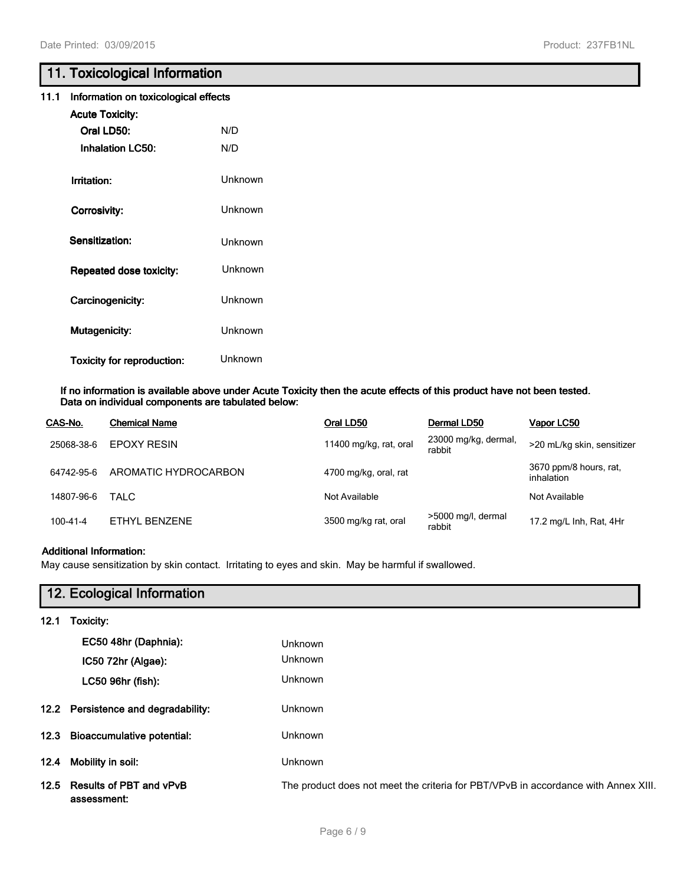## 11. Toxicological Information

**11.1 Information on toxicological effects**

**Acute Toxicity:**

**Oral LD50:** N/D

**Inhalation LC50:** N/D

**Irritation:** Unknown

**Corrosivity:** Unknown

**Sensitization:** Unknown

**Repeated dose toxicity:** Unknown

**Carcinogenicity:** Unknown

**Mutagenicity:** Unknown

**Toxicity for reproduction:** Unknown

**If no information is available above under Acute Toxicity then the acute effects of this product have not been tested. Data on individual components are tabulated below:**

| CAS-No. | Chemical Name | Oral LD50 | Dermal LD50 | Vapor LC50 |
|---|---|---|---|---|
| 25068-38-6 | EPOXY RESIN | 11400 mg/kg, rat, oral | 23000 mg/kg, dermal, rabbit | >20 mL/kg skin, sensitizer |
| 64742-95-6 | AROMATIC HYDROCARBON | 4700 mg/kg, oral, rat | | 3670 ppm/8 hours, rat, inhalation |
| 14807-96-6 | TALC | Not Available | | Not Available |
| 100-41-4 | ETHYL BENZENE | 3500 mg/kg rat, oral | >5000 mg/l, dermal rabbit | 17.2 mg/L Inh, Rat, 4Hr |

**Additional Information:**

May cause sensitization by skin contact. Irritating to eyes and skin. May be harmful if swallowed.

## 12. Ecological Information

**12.1 Toxicity:**

**EC50 48hr (Daphnia):** Unknown

**IC50 72hr (Algae):** Unknown

**LC50 96hr (fish):** Unknown

**12.2 Persistence and degradability:** Unknown

**12.3 Bioaccumulative potential:** Unknown

**12.4 Mobility in soil:** Unknown

**12.5 Results of PBT and vPvB assessment:** The product does not meet the criteria for PBT/VPvB in accordance with Annex XIII.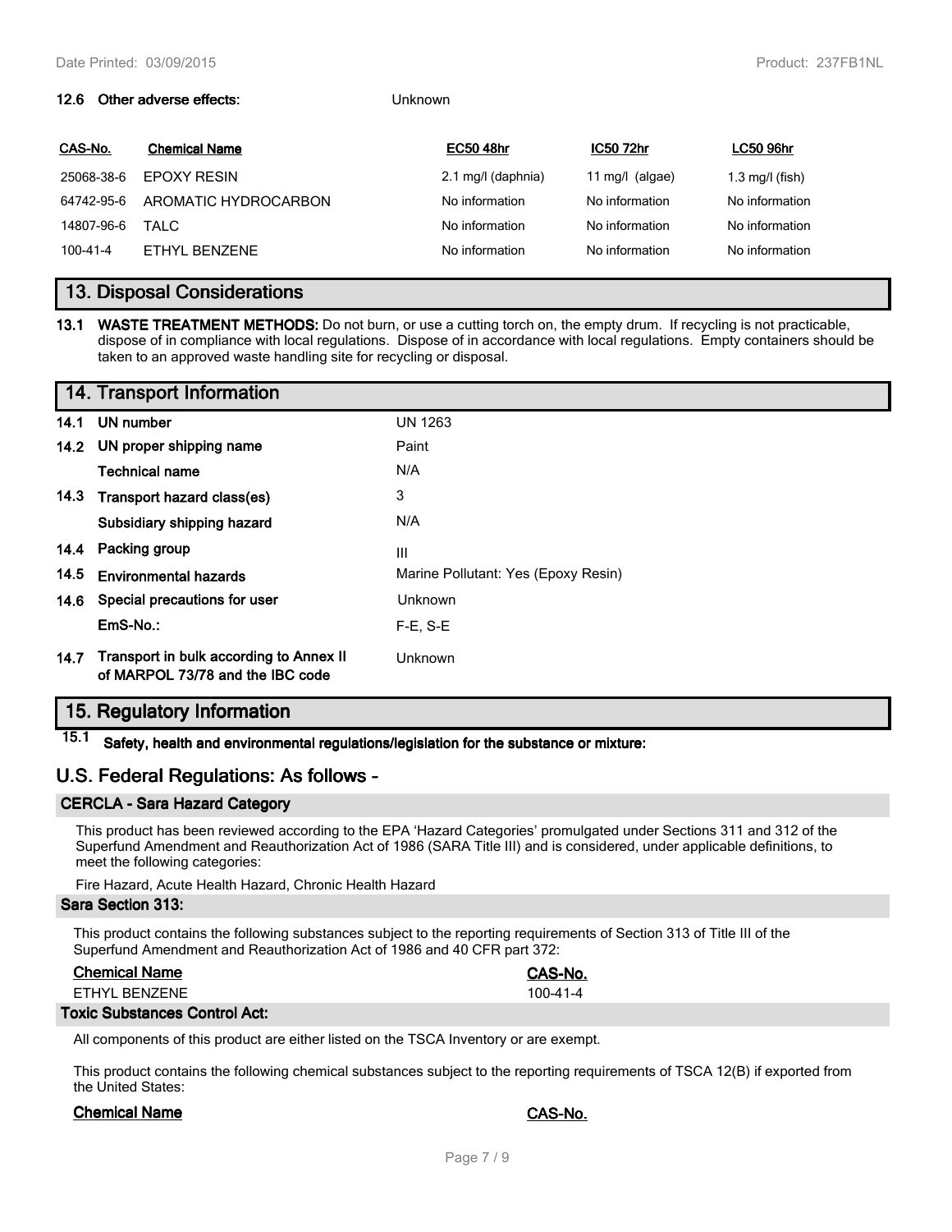**12.6 Other adverse effects:** Unknown

| CAS-No. | Chemical Name | EC50 48hr | IC50 72hr | LC50 96hr |
|---|---|---|---|---|
| 25068-38-6 | EPOXY RESIN | 2.1 mg/l (daphnia) | 11 mg/l (algae) | 1.3 mg/l (fish) |
| 64742-95-6 | AROMATIC HYDROCARBON | No information | No information | No information |
| 14807-96-6 | TALC | No information | No information | No information |
| 100-41-4 | ETHYL BENZENE | No information | No information | No information |

## 13. Disposal Considerations

**13.1 WASTE TREATMENT METHODS:** Do not burn, or use a cutting torch on, the empty drum. If recycling is not practicable, dispose of in compliance with local regulations. Dispose of in accordance with local regulations. Empty containers should be taken to an approved waste handling site for recycling or disposal.

## 14. Transport Information

| | | |
|---|---|---|
| **14.1** | **UN number** | UN 1263 |
| **14.2** | **UN proper shipping name** | Paint |
| | **Technical name** | N/A |
| **14.3** | **Transport hazard class(es)** | 3 |
| | **Subsidiary shipping hazard** | N/A |
| **14.4** | **Packing group** | III |
| **14.5** | **Environmental hazards** | Marine Pollutant: Yes (Epoxy Resin) |
| **14.6** | **Special precautions for user** | Unknown |
| | **EmS-No.:** | F-E, S-E |
| **14.7** | **Transport in bulk according to Annex II of MARPOL 73/78 and the IBC code** | Unknown |

## 15. Regulatory Information

**15.1 Safety, health and environmental regulations/legislation for the substance or mixture:**

## U.S. Federal Regulations: As follows -

### CERCLA - Sara Hazard Category

This product has been reviewed according to the EPA 'Hazard Categories' promulgated under Sections 311 and 312 of the Superfund Amendment and Reauthorization Act of 1986 (SARA Title III) and is considered, under applicable definitions, to meet the following categories:

Fire Hazard, Acute Health Hazard, Chronic Health Hazard

### Sara Section 313:

This product contains the following substances subject to the reporting requirements of Section 313 of Title III of the Superfund Amendment and Reauthorization Act of 1986 and 40 CFR part 372:

| Chemical Name | CAS-No. |
|---|---|
| ETHYL BENZENE | 100-41-4 |

### Toxic Substances Control Act:

All components of this product are either listed on the TSCA Inventory or are exempt.

This product contains the following chemical substances subject to the reporting requirements of TSCA 12(B) if exported from the United States:

| Chemical Name | CAS-No. |
|---|---|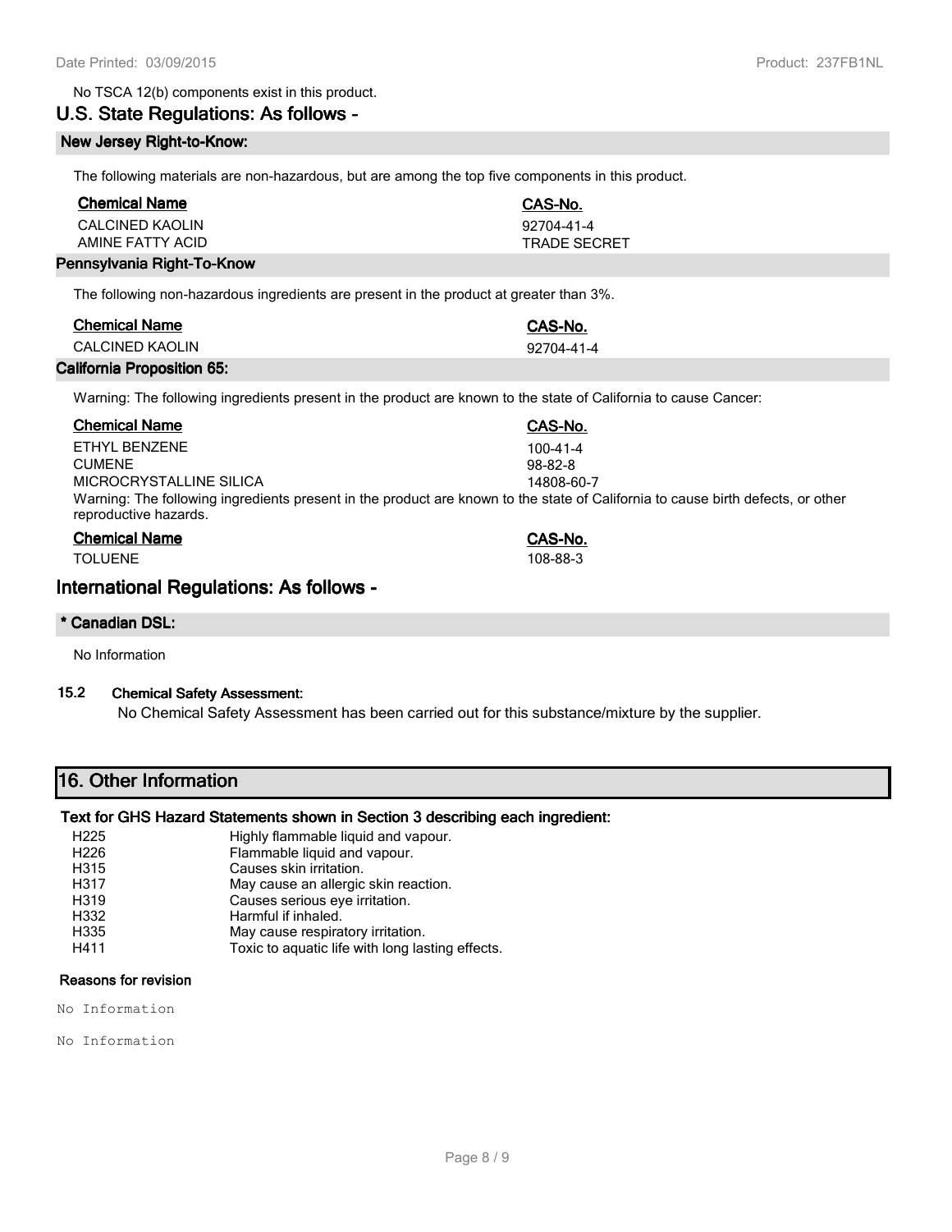No TSCA 12(b) components exist in this product.

## U.S. State Regulations: As follows -

### New Jersey Right-to-Know:

The following materials are non-hazardous, but are among the top five components in this product.

| Chemical Name | CAS-No. |
|---|---|
| CALCINED KAOLIN | 92704-41-4 |
| AMINE FATTY ACID | TRADE SECRET |

### Pennsylvania Right-To-Know

The following non-hazardous ingredients are present in the product at greater than 3%.

| Chemical Name | CAS-No. |
|---|---|
| CALCINED KAOLIN | 92704-41-4 |

### California Proposition 65:

Warning: The following ingredients present in the product are known to the state of California to cause Cancer:

| Chemical Name | CAS-No. |
|---|---|
| ETHYL BENZENE | 100-41-4 |
| CUMENE | 98-82-8 |
| MICROCRYSTALLINE SILICA | 14808-60-7 |

Warning: The following ingredients present in the product are known to the state of California to cause birth defects, or other reproductive hazards.

| Chemical Name | CAS-No. |
|---|---|
| TOLUENE | 108-88-3 |

## International Regulations: As follows -

### * Canadian DSL:

No Information

### 15.2 Chemical Safety Assessment:

No Chemical Safety Assessment has been carried out for this substance/mixture by the supplier.

## 16. Other Information

### Text for GHS Hazard Statements shown in Section 3 describing each ingredient:

| | |
|---|---|
| H225 | Highly flammable liquid and vapour. |
| H226 | Flammable liquid and vapour. |
| H315 | Causes skin irritation. |
| H317 | May cause an allergic skin reaction. |
| H319 | Causes serious eye irritation. |
| H332 | Harmful if inhaled. |
| H335 | May cause respiratory irritation. |
| H411 | Toxic to aquatic life with long lasting effects. |

### Reasons for revision

No Information

No Information